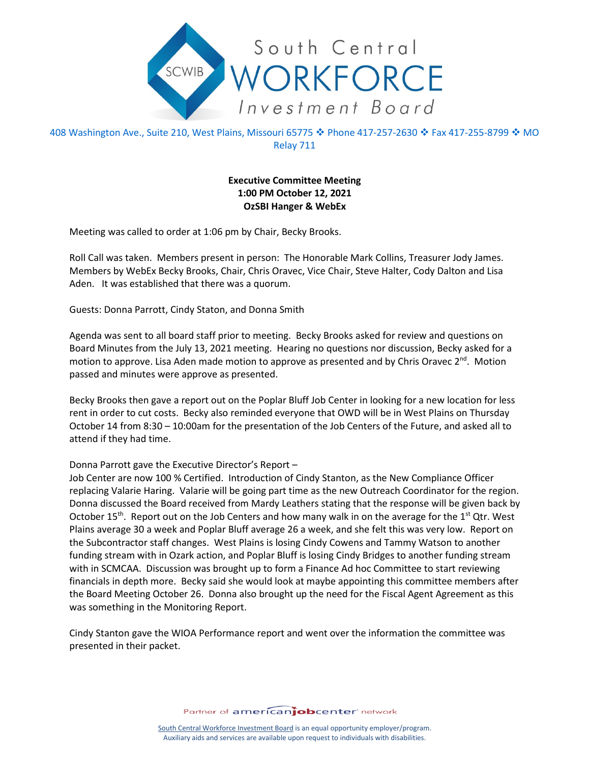# South Central WORKFORCE Investment Board

408 Washington Ave., Suite 210, West Plains, Missouri 65775 ❖ Phone 417-257-2630 ❖ Fax 417-255-8799 ❖ MO Relay 711

**Executive Committee Meeting**
**1:00 PM October 12, 2021**
**OzSBI Hanger & WebEx**

Meeting was called to order at 1:06 pm by Chair, Becky Brooks.

Roll Call was taken. Members present in person: The Honorable Mark Collins, Treasurer Jody James. Members by WebEx Becky Brooks, Chair, Chris Oravec, Vice Chair, Steve Halter, Cody Dalton and Lisa Aden. It was established that there was a quorum.

Guests: Donna Parrott, Cindy Staton, and Donna Smith

Agenda was sent to all board staff prior to meeting. Becky Brooks asked for review and questions on Board Minutes from the July 13, 2021 meeting. Hearing no questions nor discussion, Becky asked for a motion to approve. Lisa Aden made motion to approve as presented and by Chris Oravec 2nd. Motion passed and minutes were approve as presented.

Becky Brooks then gave a report out on the Poplar Bluff Job Center in looking for a new location for less rent in order to cut costs. Becky also reminded everyone that OWD will be in West Plains on Thursday October 14 from 8:30 – 10:00am for the presentation of the Job Centers of the Future, and asked all to attend if they had time.

Donna Parrott gave the Executive Director's Report –
Job Center are now 100 % Certified. Introduction of Cindy Stanton, as the New Compliance Officer replacing Valarie Haring. Valarie will be going part time as the new Outreach Coordinator for the region. Donna discussed the Board received from Mardy Leathers stating that the response will be given back by October 15th. Report out on the Job Centers and how many walk in on the average for the 1st Qtr. West Plains average 30 a week and Poplar Bluff average 26 a week, and she felt this was very low. Report on the Subcontractor staff changes. West Plains is losing Cindy Cowens and Tammy Watson to another funding stream with in Ozark action, and Poplar Bluff is losing Cindy Bridges to another funding stream with in SCMCAA. Discussion was brought up to form a Finance Ad hoc Committee to start reviewing financials in depth more. Becky said she would look at maybe appointing this committee members after the Board Meeting October 26. Donna also brought up the need for the Fiscal Agent Agreement as this was something in the Monitoring Report.

Cindy Stanton gave the WIOA Performance report and went over the information the committee was presented in their packet.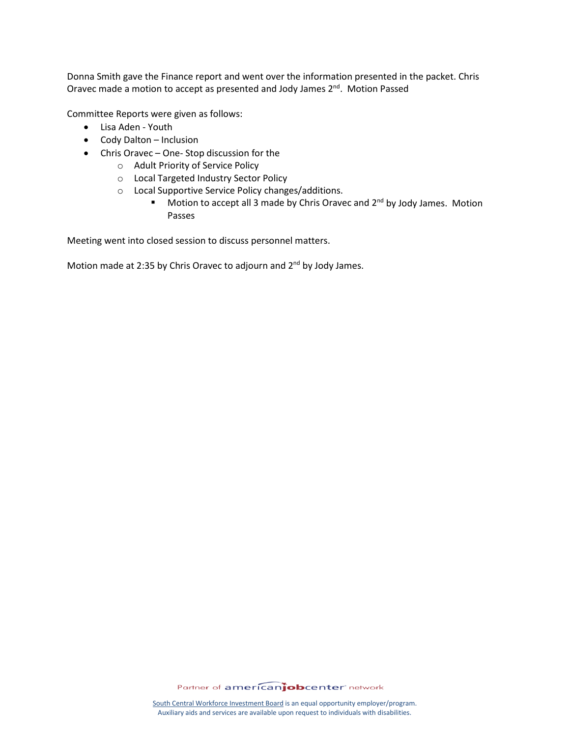Donna Smith gave the Finance report and went over the information presented in the packet. Chris Oravec made a motion to accept as presented and Jody James 2nd. Motion Passed

Committee Reports were given as follows:

- Lisa Aden - Youth
- Cody Dalton – Inclusion
- Chris Oravec – One- Stop discussion for the
  - Adult Priority of Service Policy
  - Local Targeted Industry Sector Policy
  - Local Supportive Service Policy changes/additions.
    - Motion to accept all 3 made by Chris Oravec and 2nd by Jody James. Motion Passes

Meeting went into closed session to discuss personnel matters.

Motion made at 2:35 by Chris Oravec to adjourn and 2nd by Jody James.

Partner of americanjobcenter network

South Central Workforce Investment Board is an equal opportunity employer/program.
Auxiliary aids and services are available upon request to individuals with disabilities.